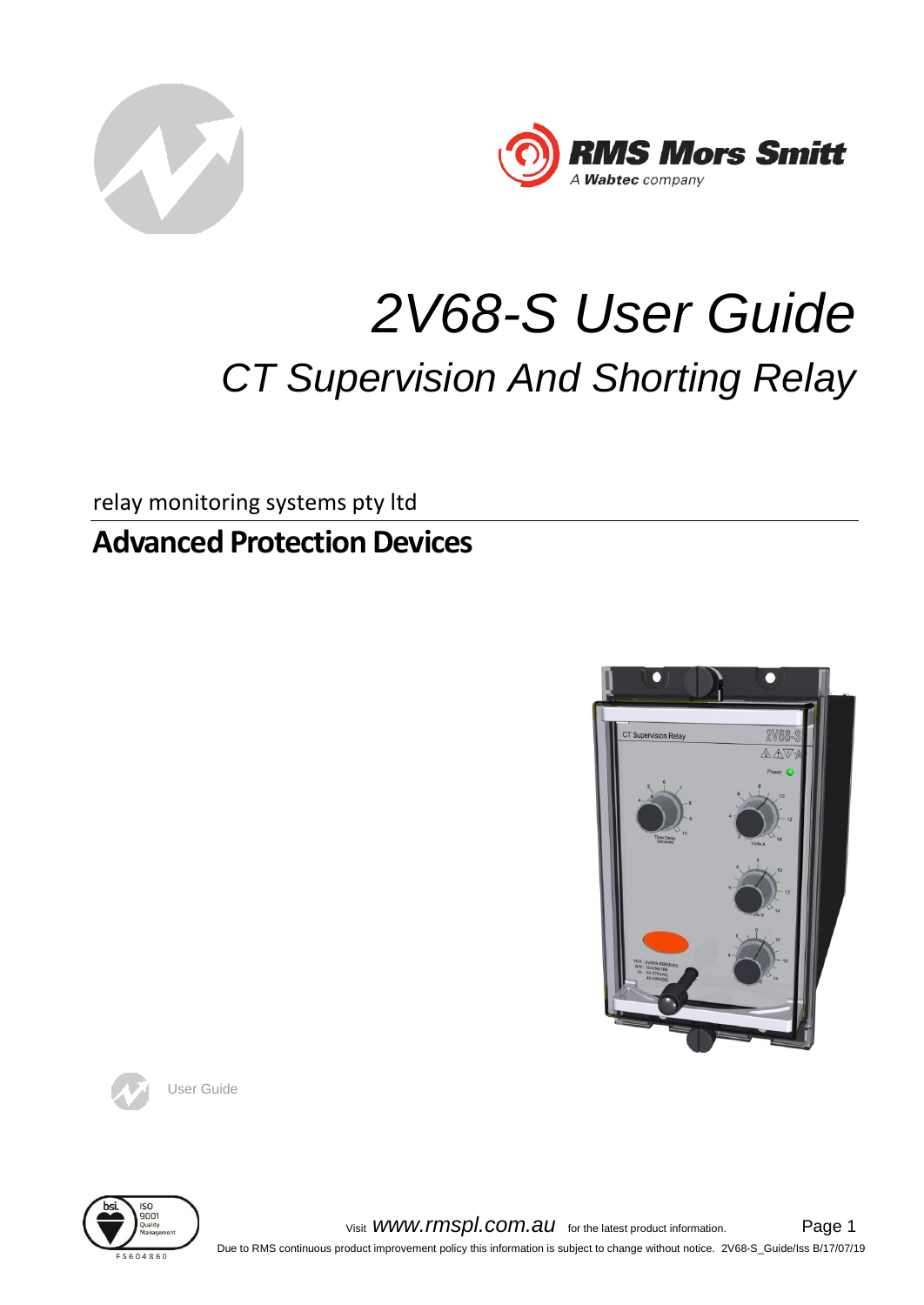RMS Mors Smitt
A Wabtec company

# 2V68-S User Guide

## CT Supervision And Shorting Relay

relay monitoring systems pty ltd

**Advanced Protection Devices**

User Guide

Visit www.rmspl.com.au for the latest product information.

Due to RMS continuous product improvement policy this information is subject to change without notice. 2V68-S_Guide/Iss B/17/07/19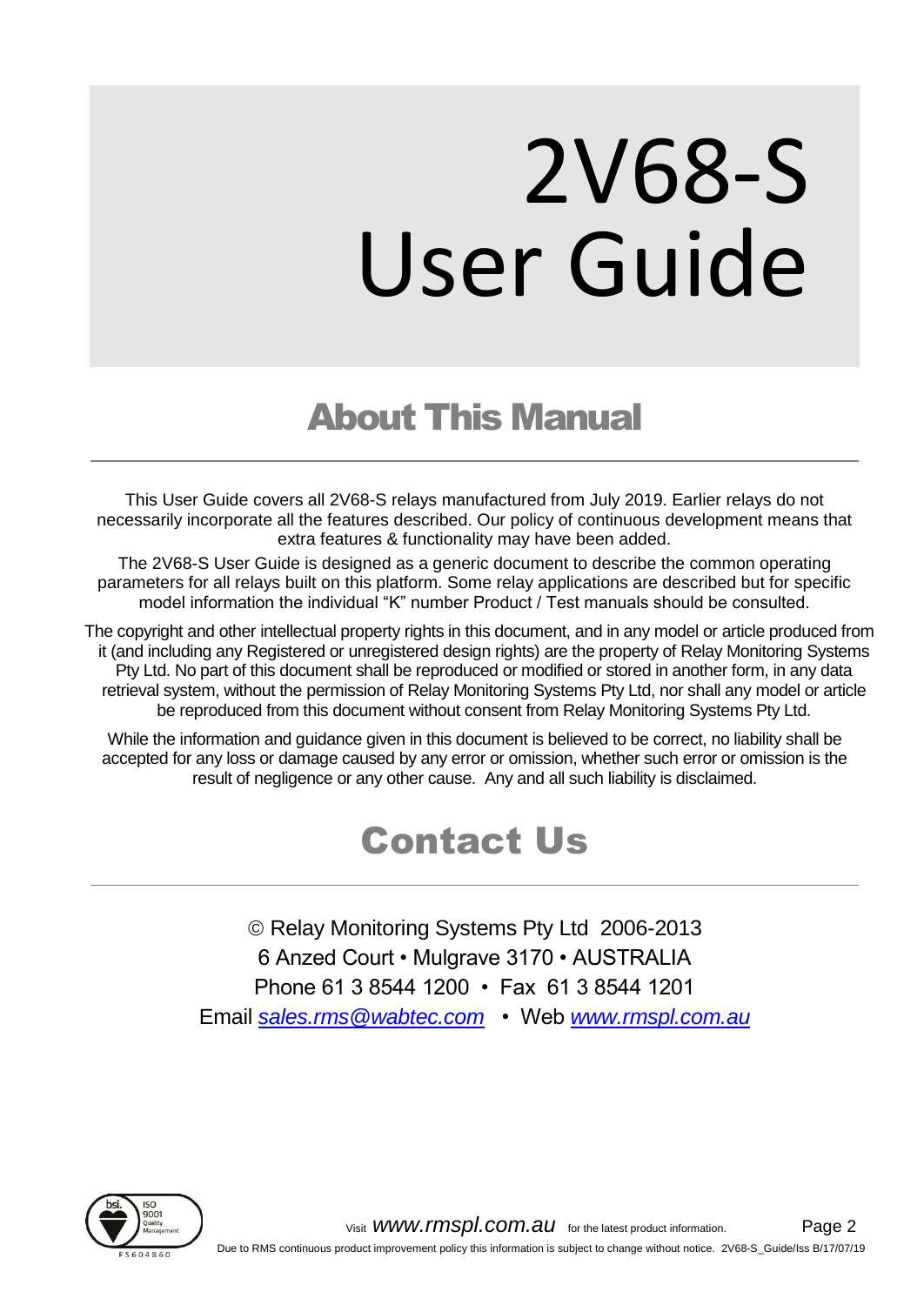# 2V68-S User Guide

## About This Manual

This User Guide covers all 2V68-S relays manufactured from July 2019. Earlier relays do not necessarily incorporate all the features described. Our policy of continuous development means that extra features & functionality may have been added.

The 2V68-S User Guide is designed as a generic document to describe the common operating parameters for all relays built on this platform. Some relay applications are described but for specific model information the individual "K" number Product / Test manuals should be consulted.

The copyright and other intellectual property rights in this document, and in any model or article produced from it (and including any Registered or unregistered design rights) are the property of Relay Monitoring Systems Pty Ltd. No part of this document shall be reproduced or modified or stored in another form, in any data retrieval system, without the permission of Relay Monitoring Systems Pty Ltd, nor shall any model or article be reproduced from this document without consent from Relay Monitoring Systems Pty Ltd.

While the information and guidance given in this document is believed to be correct, no liability shall be accepted for any loss or damage caused by any error or omission, whether such error or omission is the result of negligence or any other cause. Any and all such liability is disclaimed.

## Contact Us

© Relay Monitoring Systems Pty Ltd 2006-2013
6 Anzed Court • Mulgrave 3170 • AUSTRALIA
Phone 61 3 8544 1200 • Fax 61 3 8544 1201
Email sales.rms@wabtec.com • Web www.rmspl.com.au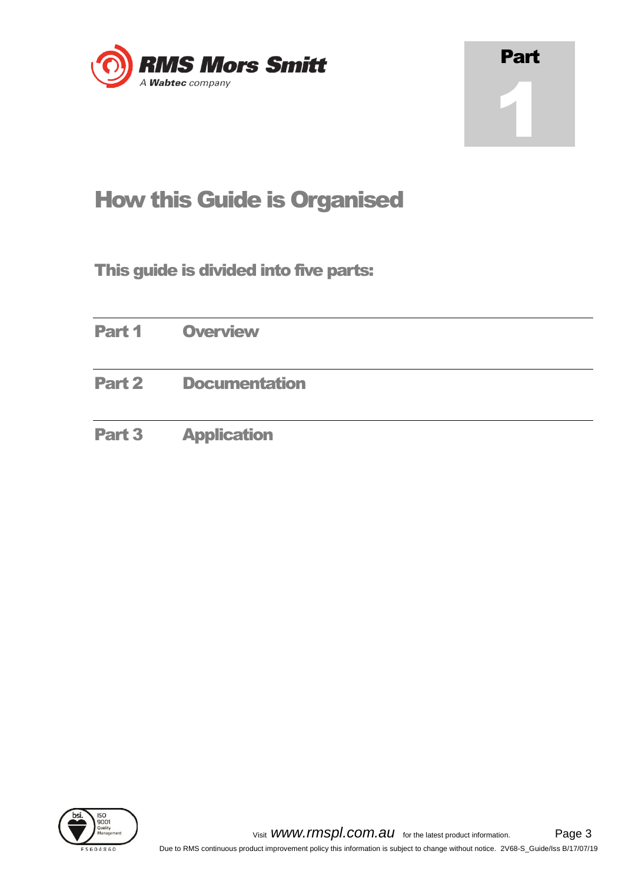Part

1

# How this Guide is Organised

## This guide is divided into five parts:

| | |
|---|---|
| **Part 1** | **Overview** |
| **Part 2** | **Documentation** |
| **Part 3** | **Application** |

Visit *www.rmspl.com.au* for the latest product information.

Due to RMS continuous product improvement policy this information is subject to change without notice. 2V68-S_Guide/Iss B/17/07/19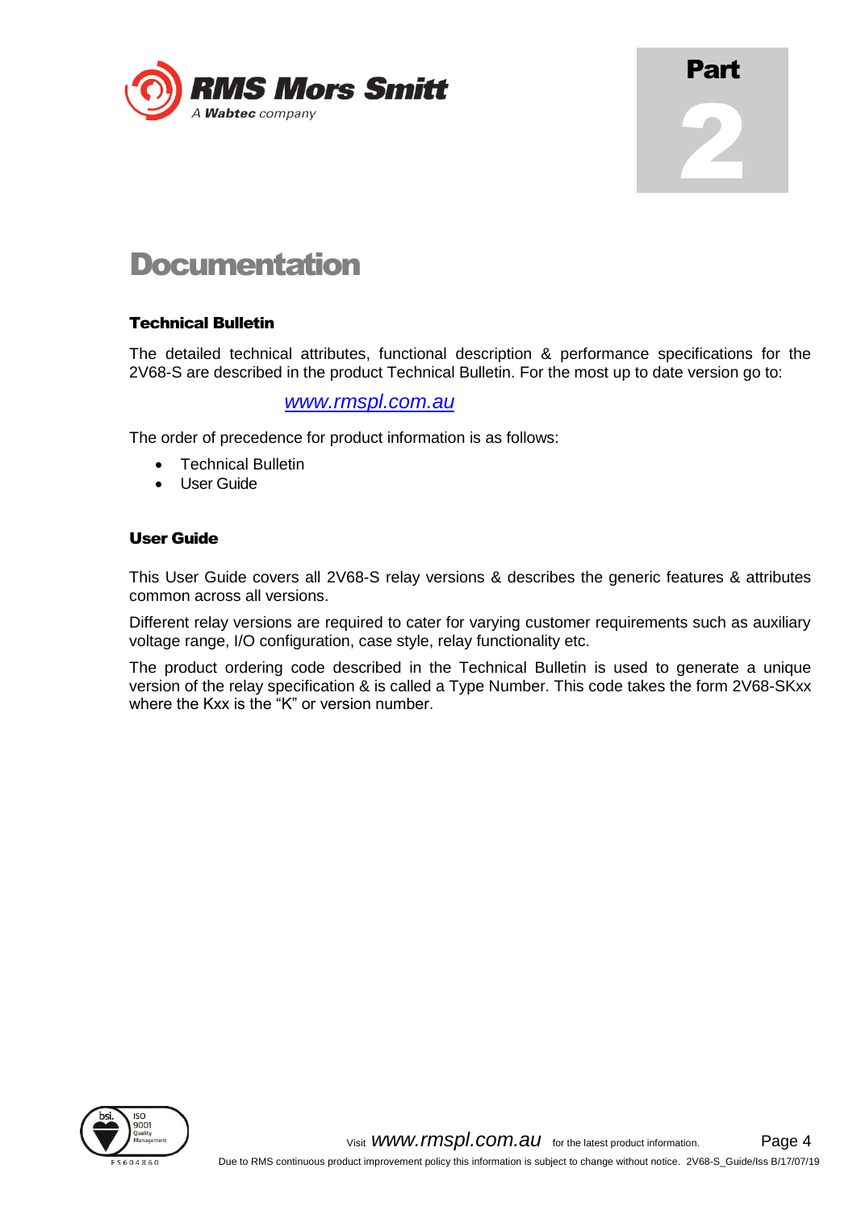# Part 2

# Documentation

### Technical Bulletin

The detailed technical attributes, functional description & performance specifications for the 2V68-S are described in the product Technical Bulletin. For the most up to date version go to:

*www.rmspl.com.au*

The order of precedence for product information is as follows:

- Technical Bulletin
- User Guide

### User Guide

This User Guide covers all 2V68-S relay versions & describes the generic features & attributes common across all versions.

Different relay versions are required to cater for varying customer requirements such as auxiliary voltage range, I/O configuration, case style, relay functionality etc.

The product ordering code described in the Technical Bulletin is used to generate a unique version of the relay specification & is called a Type Number. This code takes the form 2V68-SKxx where the Kxx is the "K" or version number.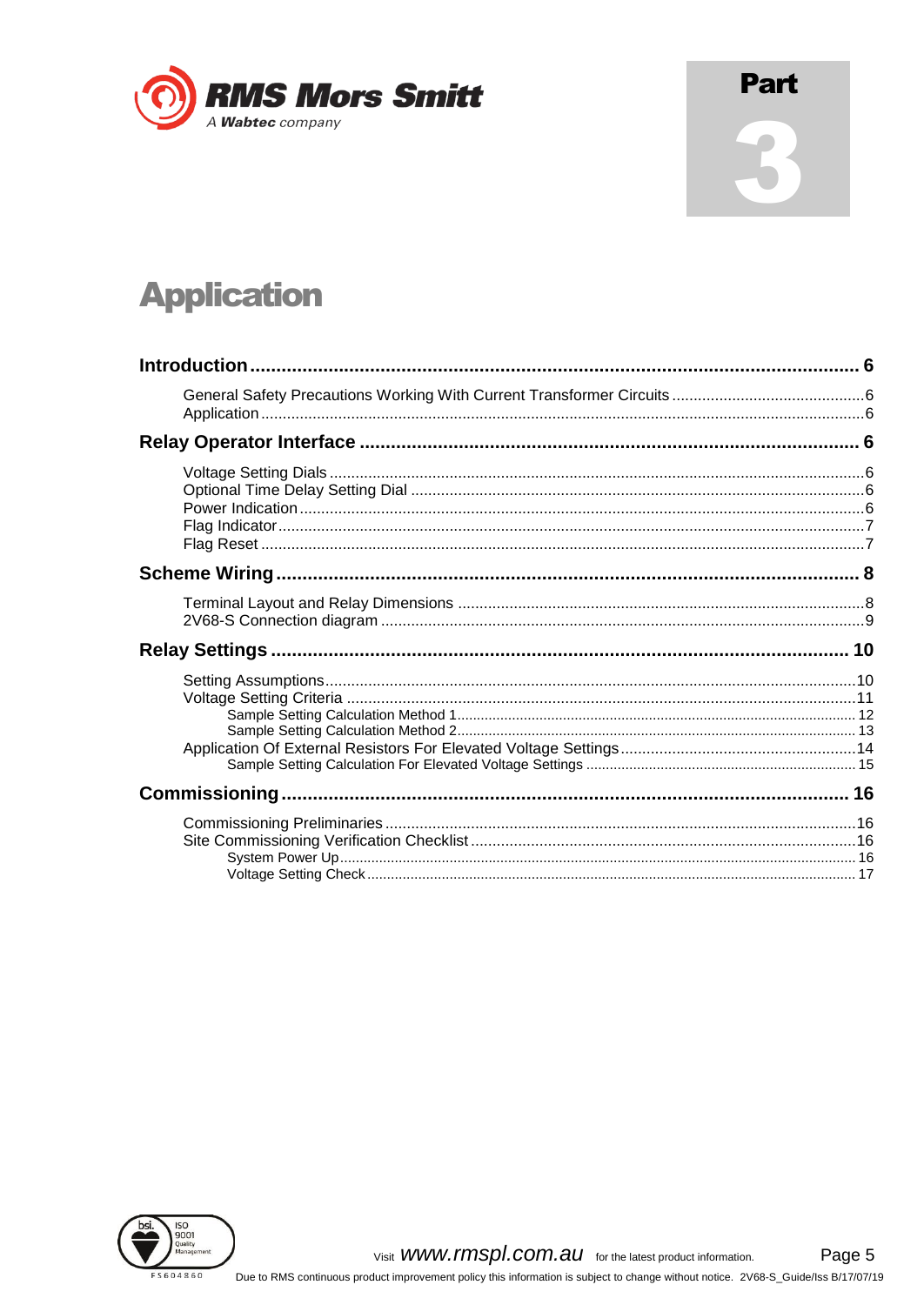# Part 3

# Application

**Introduction** ........................................................ **6**

General Safety Precautions Working With Current Transformer Circuits ........ 6
Application ........................................................ 6

**Relay Operator Interface** ........................................................ **6**

Voltage Setting Dials ........................................................ 6
Optional Time Delay Setting Dial ........................................................ 6
Power Indication ........................................................ 6
Flag Indicator ........................................................ 7
Flag Reset ........................................................ 7

**Scheme Wiring** ........................................................ **8**

Terminal Layout and Relay Dimensions ........................................................ 8
2V68-S Connection diagram ........................................................ 9

**Relay Settings** ........................................................ **10**

Setting Assumptions ........................................................ 10
Voltage Setting Criteria ........................................................ 11
Sample Setting Calculation Method 1 ........................................................ 12
Sample Setting Calculation Method 2 ........................................................ 13
Application Of External Resistors For Elevated Voltage Settings ........................................................ 14
Sample Setting Calculation For Elevated Voltage Settings ........................................................ 15

**Commissioning** ........................................................ **16**

Commissioning Preliminaries ........................................................ 16
Site Commissioning Verification Checklist ........................................................ 16
System Power Up ........................................................ 16
Voltage Setting Check ........................................................ 17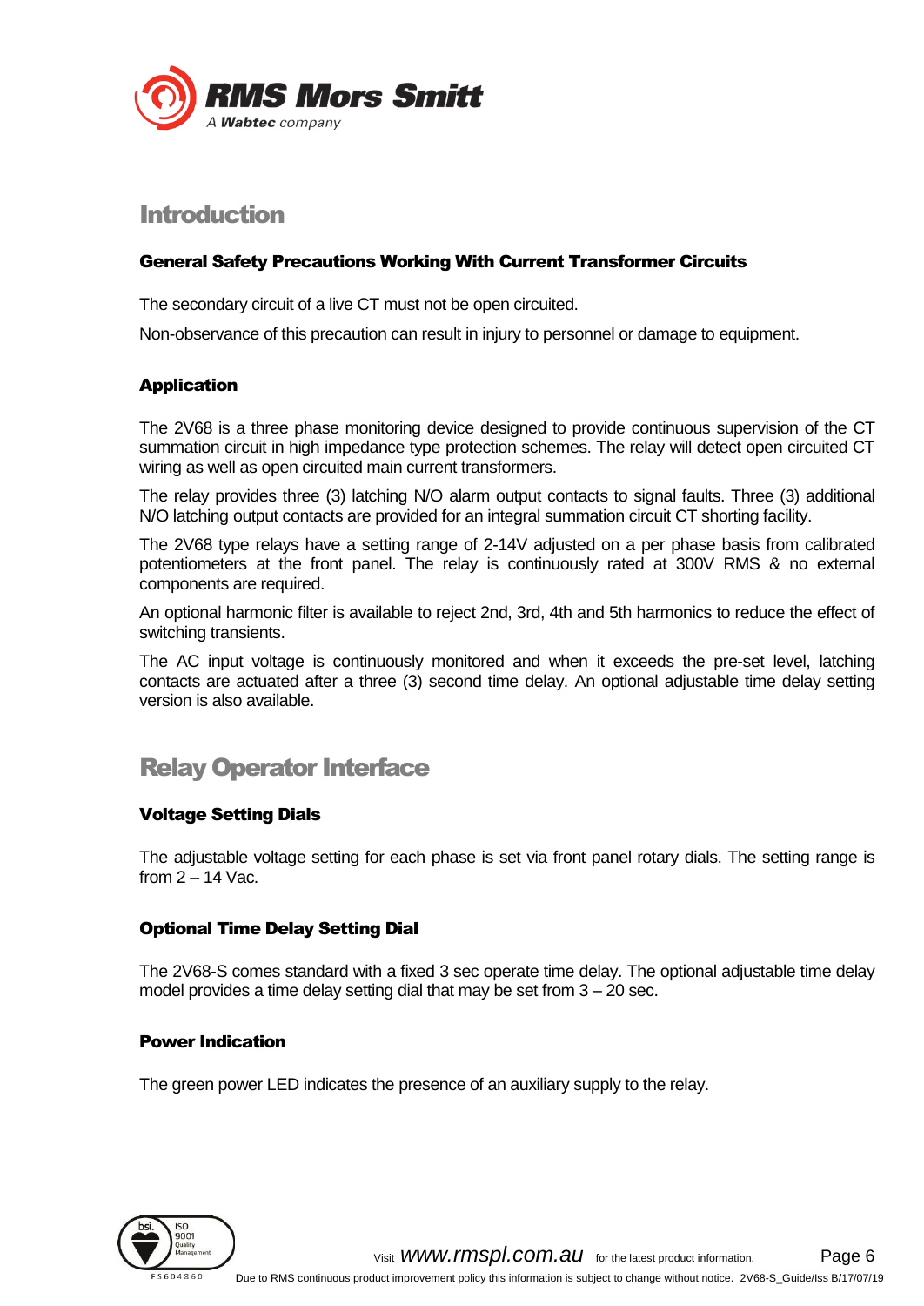# Introduction

### General Safety Precautions Working With Current Transformer Circuits

The secondary circuit of a live CT must not be open circuited.

Non-observance of this precaution can result in injury to personnel or damage to equipment.

### Application

The 2V68 is a three phase monitoring device designed to provide continuous supervision of the CT summation circuit in high impedance type protection schemes. The relay will detect open circuited CT wiring as well as open circuited main current transformers.

The relay provides three (3) latching N/O alarm output contacts to signal faults. Three (3) additional N/O latching output contacts are provided for an integral summation circuit CT shorting facility.

The 2V68 type relays have a setting range of 2-14V adjusted on a per phase basis from calibrated potentiometers at the front panel. The relay is continuously rated at 300V RMS & no external components are required.

An optional harmonic filter is available to reject 2nd, 3rd, 4th and 5th harmonics to reduce the effect of switching transients.

The AC input voltage is continuously monitored and when it exceeds the pre-set level, latching contacts are actuated after a three (3) second time delay. An optional adjustable time delay setting version is also available.

# Relay Operator Interface

### Voltage Setting Dials

The adjustable voltage setting for each phase is set via front panel rotary dials. The setting range is from 2 – 14 Vac.

### Optional Time Delay Setting Dial

The 2V68-S comes standard with a fixed 3 sec operate time delay. The optional adjustable time delay model provides a time delay setting dial that may be set from 3 – 20 sec.

### Power Indication

The green power LED indicates the presence of an auxiliary supply to the relay.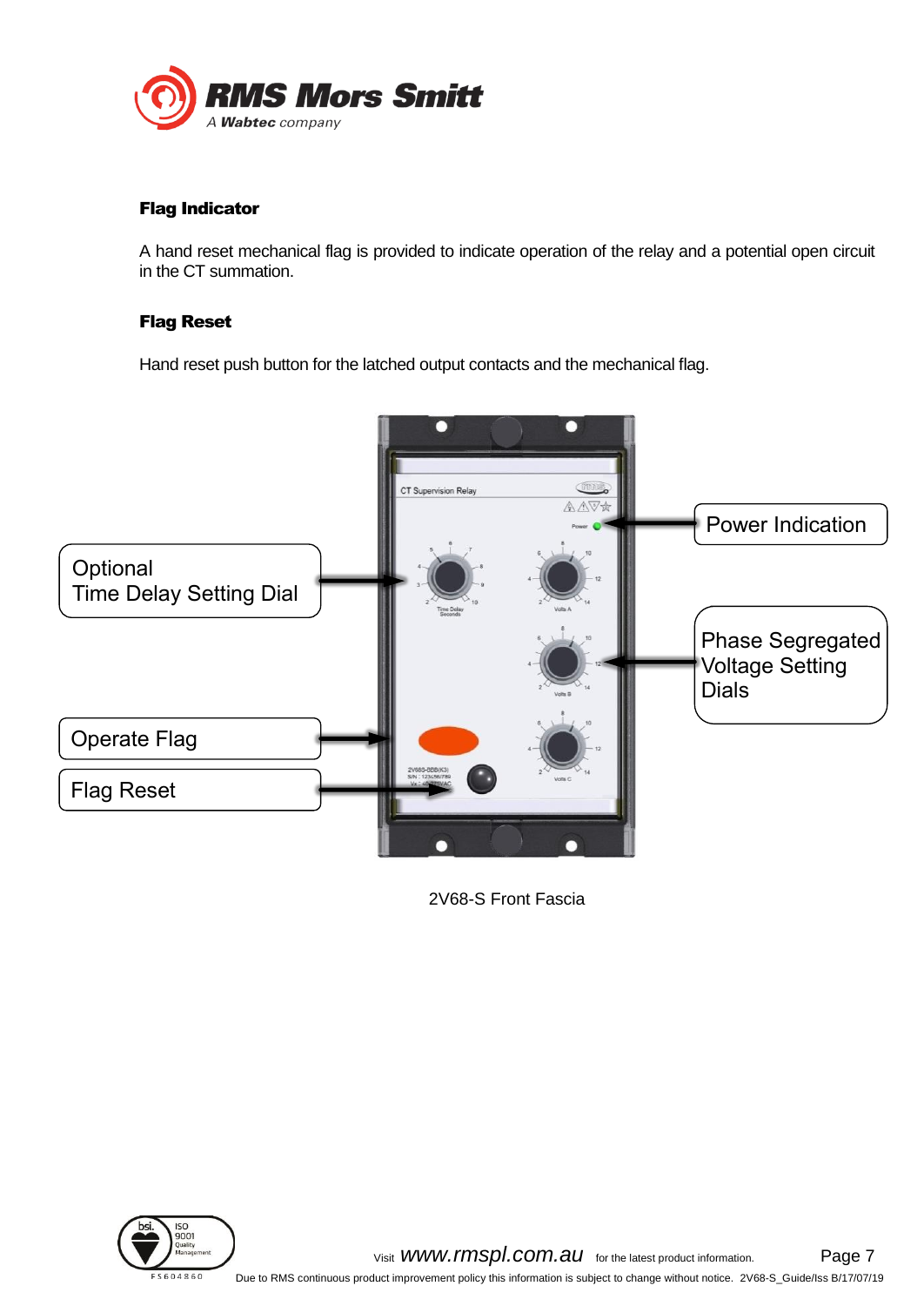**Flag Indicator**

A hand reset mechanical flag is provided to indicate operation of the relay and a potential open circuit in the CT summation.

**Flag Reset**

Hand reset push button for the latched output contacts and the mechanical flag.

Optional Time Delay Setting Dial

Operate Flag

Flag Reset

Power Indication

Phase Segregated Voltage Setting Dials

2V68-S Front Fascia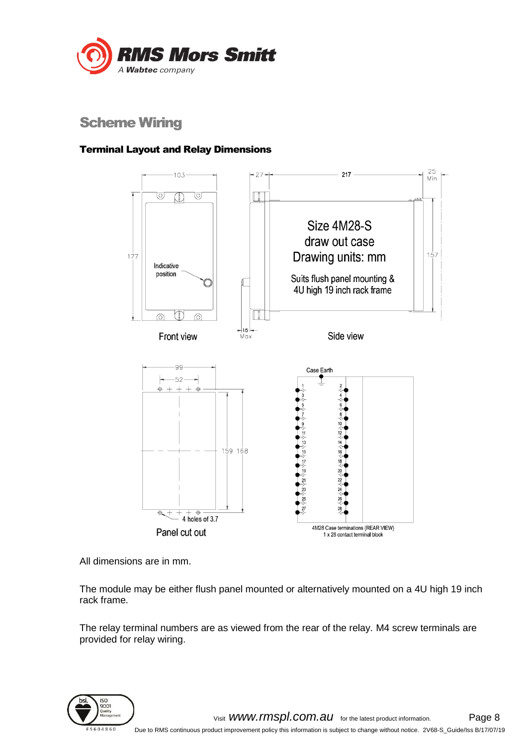## Scheme Wiring

### Terminal Layout and Relay Dimensions

103

27

217

25
Min

177

Indicative position

Size 4M28-S
draw out case
Drawing units: mm

Suits flush panel mounting &
4U high 19 inch rack frame

157

15
Max

Front view

Side view

99

52

159 168

4 holes of 3.7

Panel cut out

Case Earth

1 2 3 4 5 6 7 8 9 10 11 12 13 14 15 16 17 18 19 20 21 22 23 24 25 26 27 28

4M28 Case terminations (REAR VIEW)
1 x 28 contact terminal block

All dimensions are in mm.

The module may be either flush panel mounted or alternatively mounted on a 4U high 19 inch rack frame.

The relay terminal numbers are as viewed from the rear of the relay. M4 screw terminals are provided for relay wiring.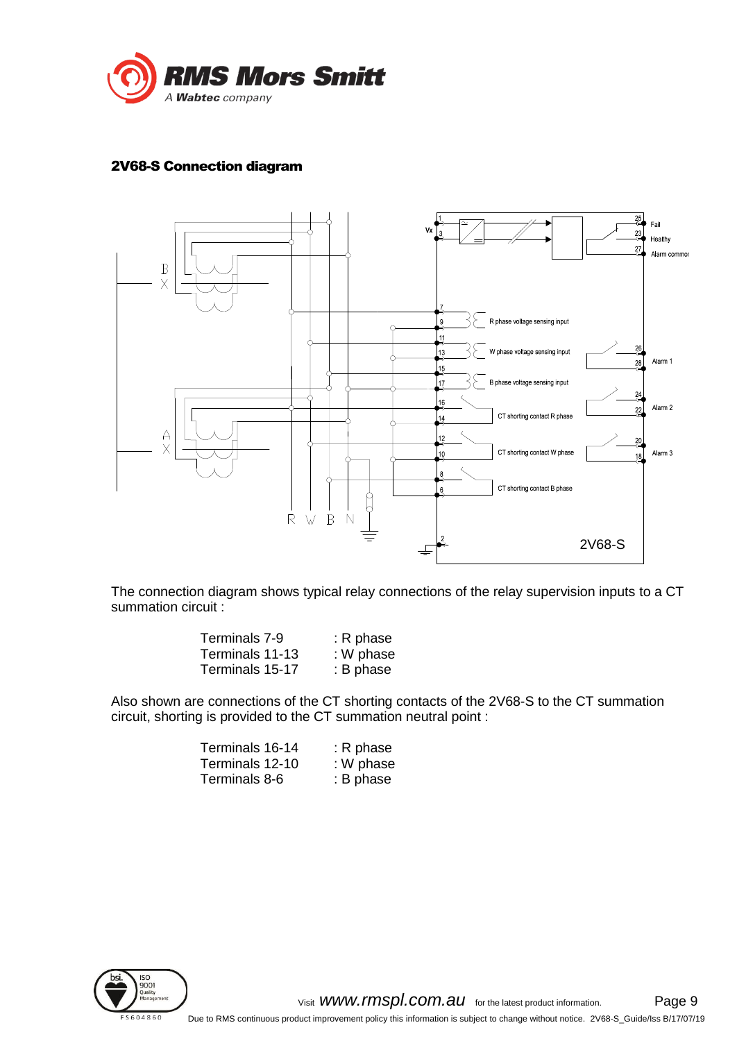## 2V68-S Connection diagram

Vx
1
3
25 Fail
23 Healthy
27 Alarm common
7
9 R phase voltage sensing input
11
13 W phase voltage sensing input
26
28 Alarm 1
15
17 B phase voltage sensing input
24
22 Alarm 2
16
14 CT shorting contact R phase
12
10 CT shorting contact W phase
20
18 Alarm 3
8
6 CT shorting contact B phase
2
2V68-S
B
X
A
X
R W B N

The connection diagram shows typical relay connections of the relay supervision inputs to a CT summation circuit :

| | |
|---|---|
| Terminals 7-9 | : R phase |
| Terminals 11-13 | : W phase |
| Terminals 15-17 | : B phase |

Also shown are connections of the CT shorting contacts of the 2V68-S to the CT summation circuit, shorting is provided to the CT summation neutral point :

| | |
|---|---|
| Terminals 16-14 | : R phase |
| Terminals 12-10 | : W phase |
| Terminals 8-6 | : B phase |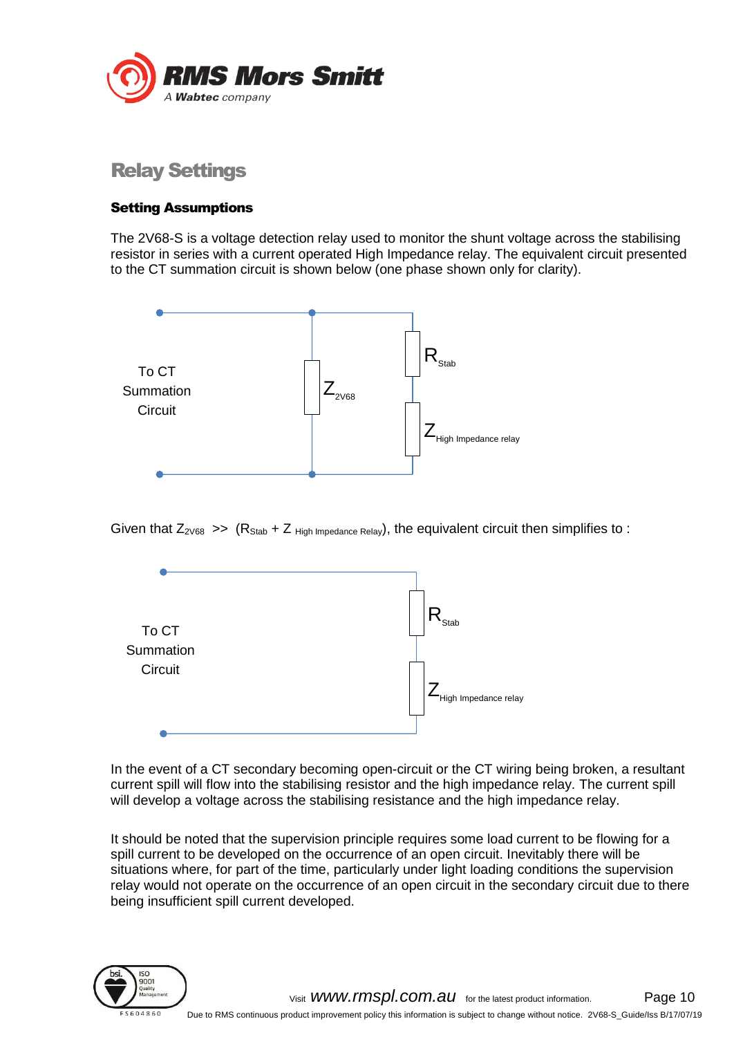# Relay Settings

### Setting Assumptions

The 2V68-S is a voltage detection relay used to monitor the shunt voltage across the stabilising resistor in series with a current operated High Impedance relay. The equivalent circuit presented to the CT summation circuit is shown below (one phase shown only for clarity).

To CT
Summation
Circuit

$Z_{2V68}$

$R_{Stab}$

$Z_{High\ Impedance\ relay}$

Given that $Z_{2V68}$ >> ($R_{Stab}$ + $Z_{High\ Impedance\ Relay}$), the equivalent circuit then simplifies to :

To CT
Summation
Circuit

$R_{Stab}$

$Z_{High\ Impedance\ relay}$

In the event of a CT secondary becoming open-circuit or the CT wiring being broken, a resultant current spill will flow into the stabilising resistor and the high impedance relay. The current spill will develop a voltage across the stabilising resistance and the high impedance relay.

It should be noted that the supervision principle requires some load current to be flowing for a spill current to be developed on the occurrence of an open circuit. Inevitably there will be situations where, for part of the time, particularly under light loading conditions the supervision relay would not operate on the occurrence of an open circuit in the secondary circuit due to there being insufficient spill current developed.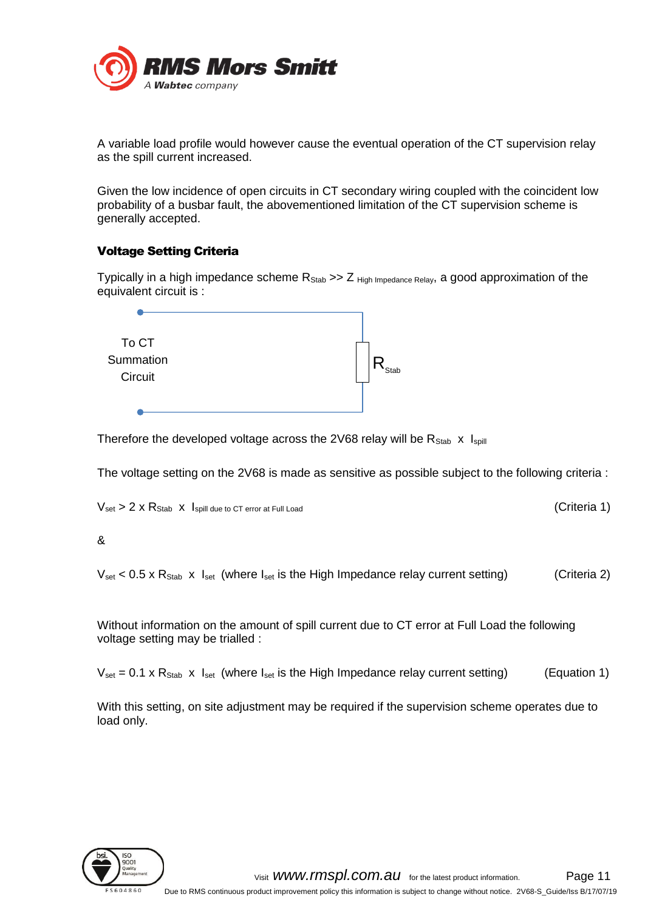A variable load profile would however cause the eventual operation of the CT supervision relay as the spill current increased.

Given the low incidence of open circuits in CT secondary wiring coupled with the coincident low probability of a busbar fault, the abovementioned limitation of the CT supervision scheme is generally accepted.

### Voltage Setting Criteria

Typically in a high impedance scheme $R_{Stab} >> Z_{High\ Impedance\ Relay}$, a good approximation of the equivalent circuit is :

To CT Summation Circuit

$R_{Stab}$

Therefore the developed voltage across the 2V68 relay will be $R_{Stab} \times I_{spill}$

The voltage setting on the 2V68 is made as sensitive as possible subject to the following criteria :

$V_{set} > 2 \times R_{Stab} \times I_{spill\ due\ to\ CT\ error\ at\ Full\ Load}$ (Criteria 1)

&

$V_{set} < 0.5 \times R_{Stab} \times I_{set}$ (where $I_{set}$ is the High Impedance relay current setting) (Criteria 2)

Without information on the amount of spill current due to CT error at Full Load the following voltage setting may be trialled :

$V_{set} = 0.1 \times R_{Stab} \times I_{set}$ (where $I_{set}$ is the High Impedance relay current setting) (Equation 1)

With this setting, on site adjustment may be required if the supervision scheme operates due to load only.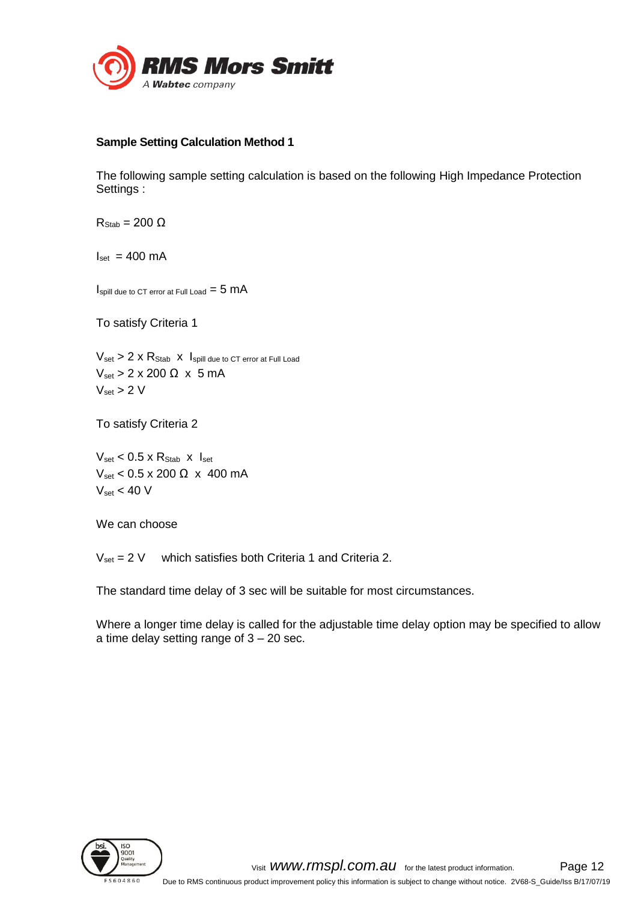**Sample Setting Calculation Method 1**

The following sample setting calculation is based on the following High Impedance Protection Settings :

$R_{Stab} = 200\ \Omega$

$I_{set} = 400\ mA$

$I_{spill\ due\ to\ CT\ error\ at\ Full\ Load} = 5\ mA$

To satisfy Criteria 1

$V_{set} > 2 \times R_{Stab} \times I_{spill\ due\ to\ CT\ error\ at\ Full\ Load}$
$V_{set} > 2 \times 200\ \Omega \times 5\ mA$
$V_{set} > 2\ V$

To satisfy Criteria 2

$V_{set} < 0.5 \times R_{Stab} \times I_{set}$
$V_{set} < 0.5 \times 200\ \Omega \times 400\ mA$
$V_{set} < 40\ V$

We can choose

$V_{set} = 2\ V$ which satisfies both Criteria 1 and Criteria 2.

The standard time delay of 3 sec will be suitable for most circumstances.

Where a longer time delay is called for the adjustable time delay option may be specified to allow a time delay setting range of 3 – 20 sec.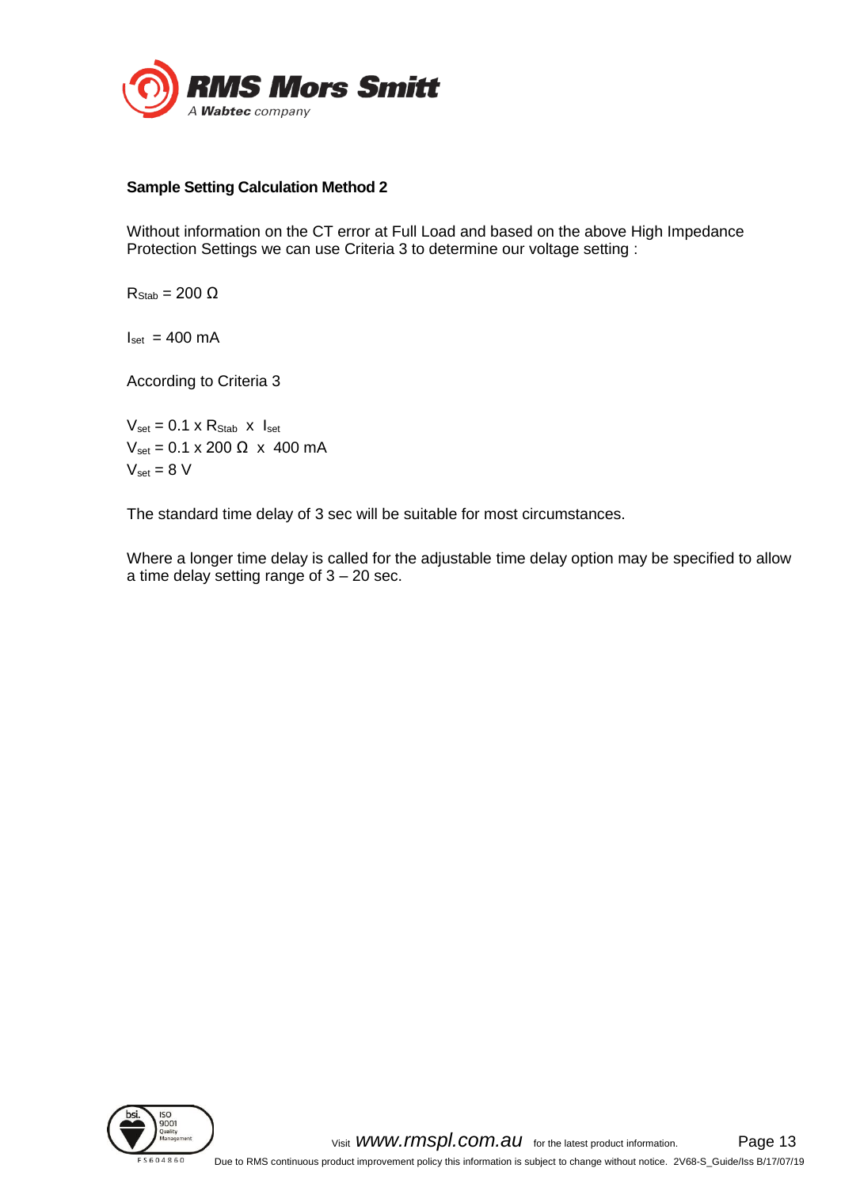**Sample Setting Calculation Method 2**

Without information on the CT error at Full Load and based on the above High Impedance Protection Settings we can use Criteria 3 to determine our voltage setting :

$R_{Stab}$ = 200 Ω

$I_{set}$ = 400 mA

According to Criteria 3

$V_{set} = 0.1 \times R_{Stab} \times I_{set}$
$V_{set} = 0.1 \times 200\ \Omega \times 400\ \text{mA}$
$V_{set} = 8\ \text{V}$

The standard time delay of 3 sec will be suitable for most circumstances.

Where a longer time delay is called for the adjustable time delay option may be specified to allow a time delay setting range of 3 – 20 sec.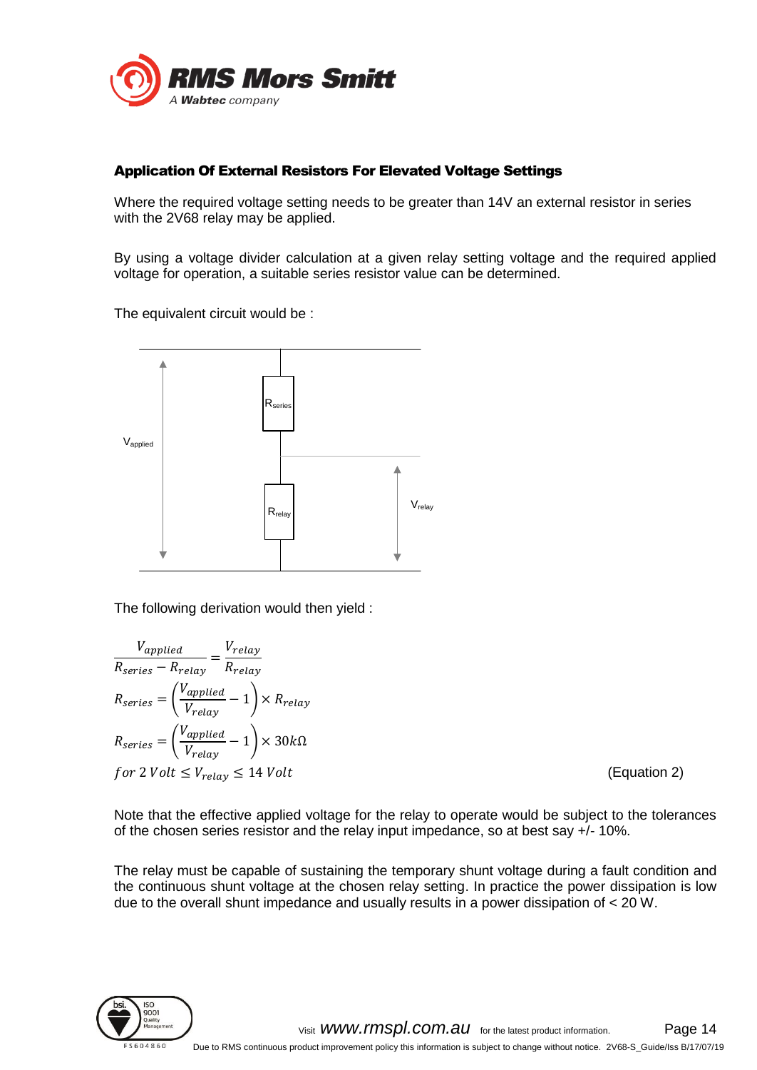## Application Of External Resistors For Elevated Voltage Settings

Where the required voltage setting needs to be greater than 14V an external resistor in series with the 2V68 relay may be applied.

By using a voltage divider calculation at a given relay setting voltage and the required applied voltage for operation, a suitable series resistor value can be determined.

The equivalent circuit would be :

$V_{applied}$

$R_{series}$

$R_{relay}$

$V_{relay}$

The following derivation would then yield :

$$\frac{V_{applied}}{R_{series} - R_{relay}} = \frac{V_{relay}}{R_{relay}}$$

$$R_{series} = \left(\frac{V_{applied}}{V_{relay}} - 1\right) \times R_{relay}$$

$$R_{series} = \left(\frac{V_{applied}}{V_{relay}} - 1\right) \times 30k\Omega$$

$$for\ 2\ Volt \leq V_{relay} \leq 14\ Volt \qquad \text{(Equation 2)}$$

Note that the effective applied voltage for the relay to operate would be subject to the tolerances of the chosen series resistor and the relay input impedance, so at best say +/- 10%.

The relay must be capable of sustaining the temporary shunt voltage during a fault condition and the continuous shunt voltage at the chosen relay setting. In practice the power dissipation is low due to the overall shunt impedance and usually results in a power dissipation of < 20 W.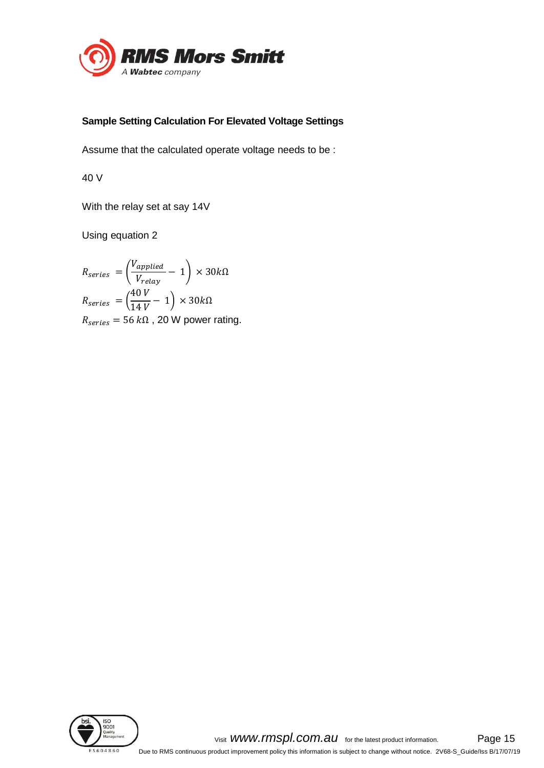**Sample Setting Calculation For Elevated Voltage Settings**

Assume that the calculated operate voltage needs to be :

40 V

With the relay set at say 14V

Using equation 2

$$R_{series} = \left(\frac{V_{applied}}{V_{relay}} - 1\right) \times 30k\Omega$$

$$R_{series} = \left(\frac{40\,V}{14\,V} - 1\right) \times 30k\Omega$$

$R_{series} = 56\ k\Omega$ , 20 W power rating.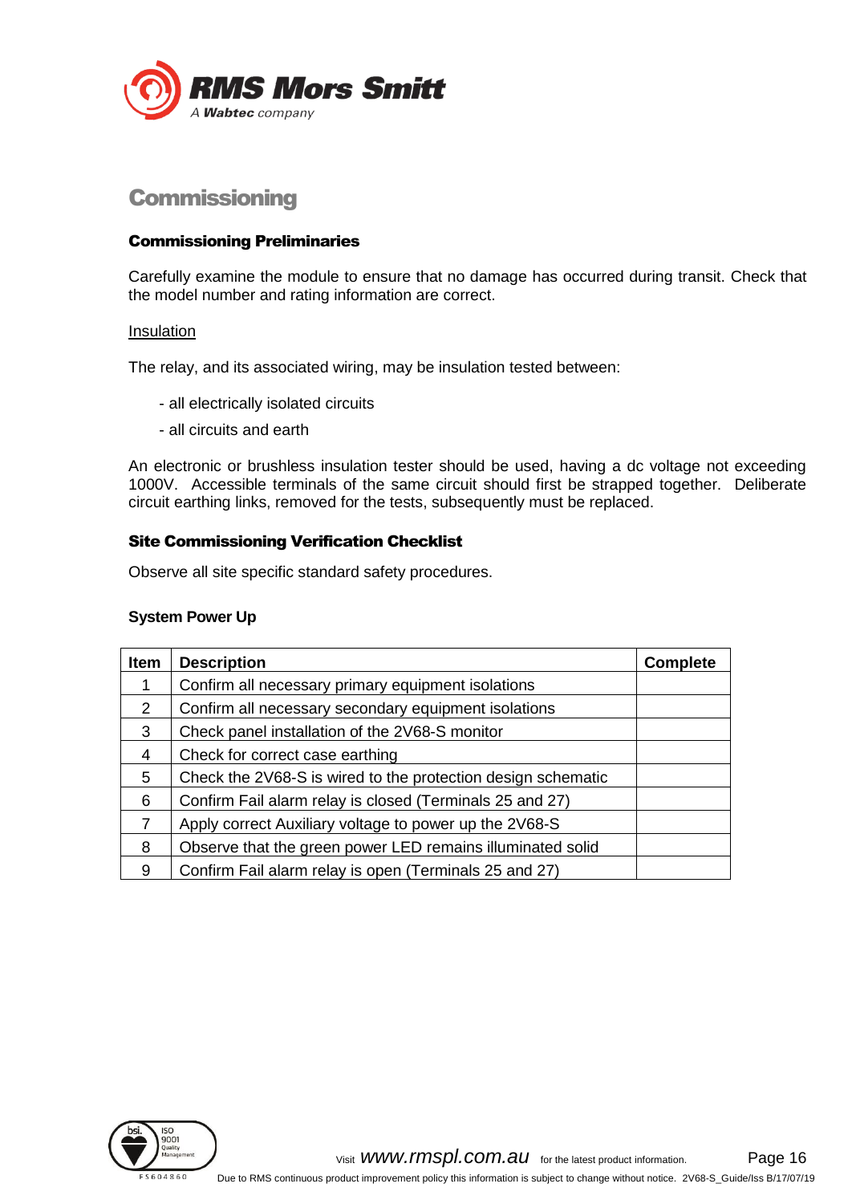# Commissioning

### Commissioning Preliminaries

Carefully examine the module to ensure that no damage has occurred during transit. Check that the model number and rating information are correct.

Insulation

The relay, and its associated wiring, may be insulation tested between:

- all electrically isolated circuits
- all circuits and earth

An electronic or brushless insulation tester should be used, having a dc voltage not exceeding 1000V. Accessible terminals of the same circuit should first be strapped together. Deliberate circuit earthing links, removed for the tests, subsequently must be replaced.

### Site Commissioning Verification Checklist

Observe all site specific standard safety procedures.

**System Power Up**

| Item | Description | Complete |
|---|---|---|
| 1 | Confirm all necessary primary equipment isolations | |
| 2 | Confirm all necessary secondary equipment isolations | |
| 3 | Check panel installation of the 2V68-S monitor | |
| 4 | Check for correct case earthing | |
| 5 | Check the 2V68-S is wired to the protection design schematic | |
| 6 | Confirm Fail alarm relay is closed (Terminals 25 and 27) | |
| 7 | Apply correct Auxiliary voltage to power up the 2V68-S | |
| 8 | Observe that the green power LED remains illuminated solid | |
| 9 | Confirm Fail alarm relay is open (Terminals 25 and 27) | |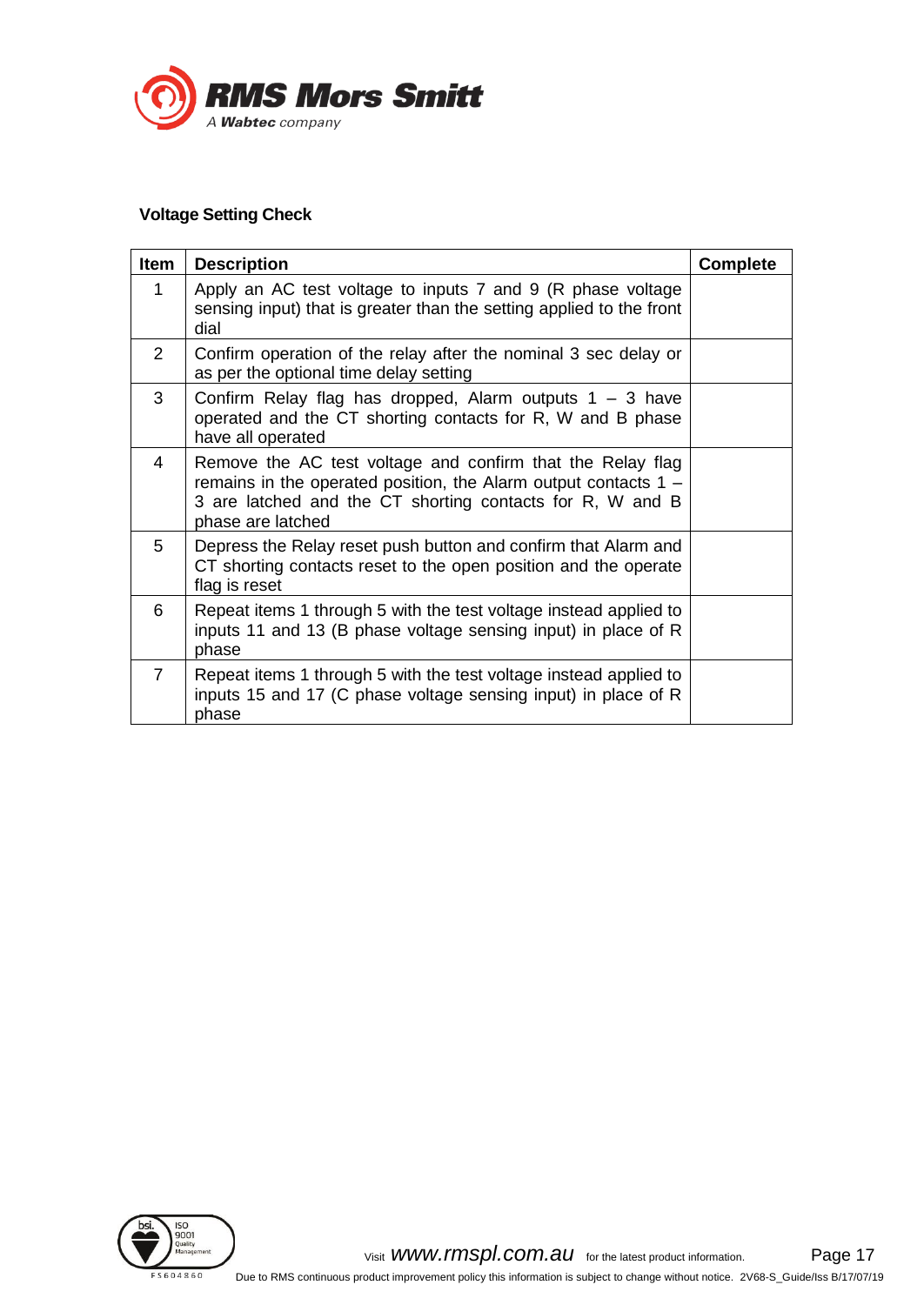### Voltage Setting Check

| Item | Description | Complete |
|---|---|---|
| 1 | Apply an AC test voltage to inputs 7 and 9 (R phase voltage sensing input) that is greater than the setting applied to the front dial | |
| 2 | Confirm operation of the relay after the nominal 3 sec delay or as per the optional time delay setting | |
| 3 | Confirm Relay flag has dropped, Alarm outputs 1 – 3 have operated and the CT shorting contacts for R, W and B phase have all operated | |
| 4 | Remove the AC test voltage and confirm that the Relay flag remains in the operated position, the Alarm output contacts 1 – 3 are latched and the CT shorting contacts for R, W and B phase are latched | |
| 5 | Depress the Relay reset push button and confirm that Alarm and CT shorting contacts reset to the open position and the operate flag is reset | |
| 6 | Repeat items 1 through 5 with the test voltage instead applied to inputs 11 and 13 (B phase voltage sensing input) in place of R phase | |
| 7 | Repeat items 1 through 5 with the test voltage instead applied to inputs 15 and 17 (C phase voltage sensing input) in place of R phase | |